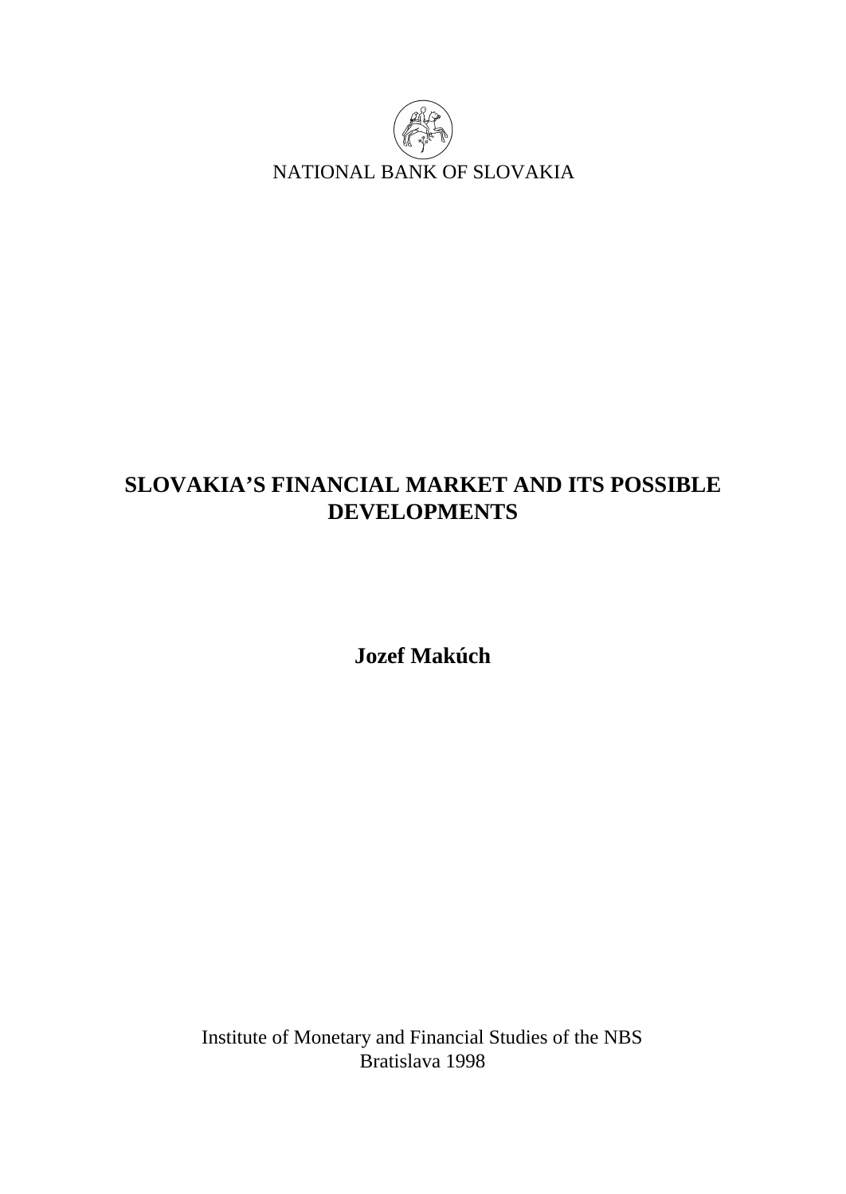NATIONAL BANK OF SLOVAKIA

# SLOVAKIA'S FINANCIAL MARKET AND ITS POSSIBLE DEVELOPMENTS

**Jozef Makúch**

Institute of Monetary and Financial Studies of the NBS
Bratislava 1998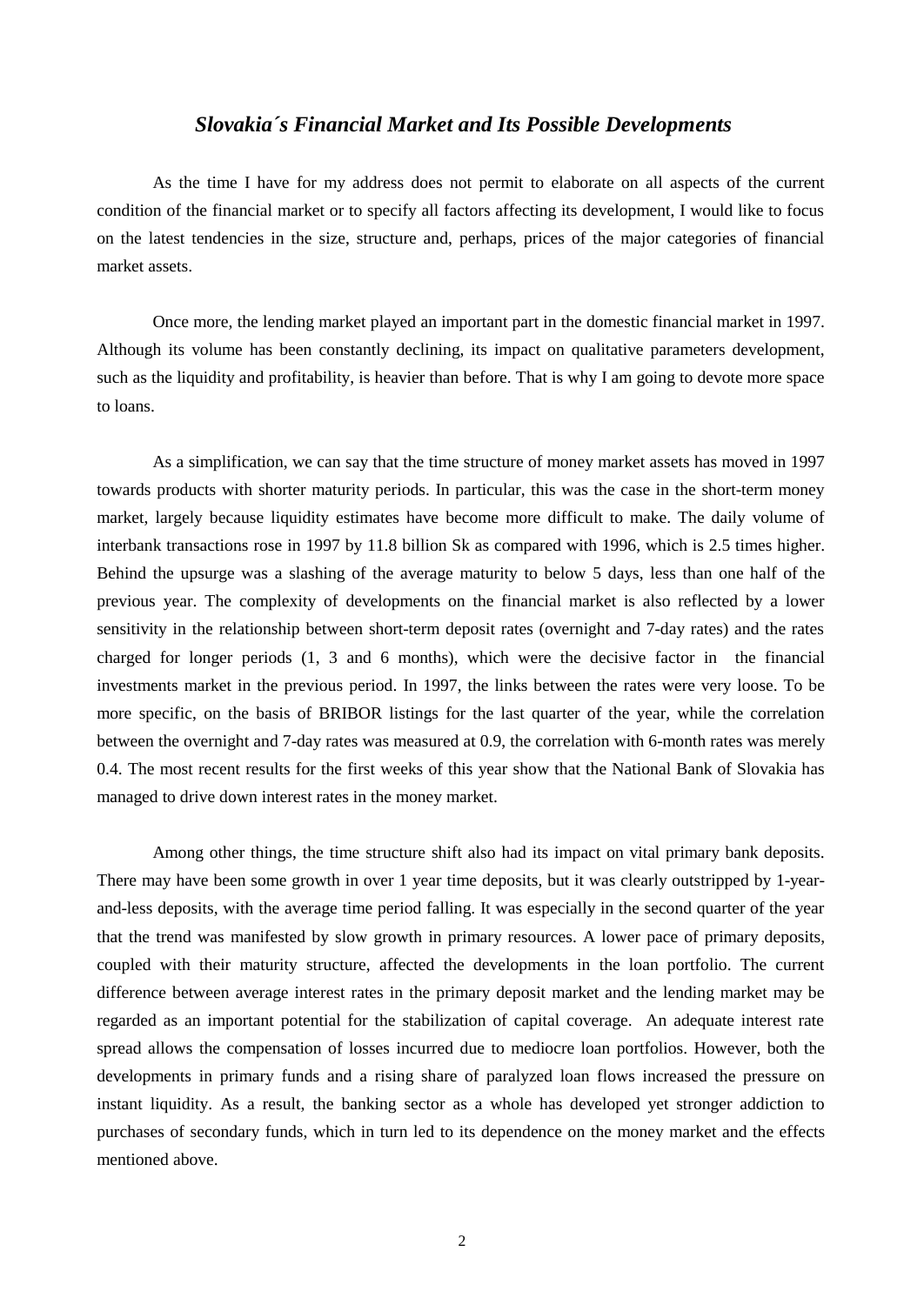## *Slovakia´s Financial Market and Its Possible Developments*

As the time I have for my address does not permit to elaborate on all aspects of the current condition of the financial market or to specify all factors affecting its development, I would like to focus on the latest tendencies in the size, structure and, perhaps, prices of the major categories of financial market assets.

Once more, the lending market played an important part in the domestic financial market in 1997. Although its volume has been constantly declining, its impact on qualitative parameters development, such as the liquidity and profitability, is heavier than before. That is why I am going to devote more space to loans.

As a simplification, we can say that the time structure of money market assets has moved in 1997 towards products with shorter maturity periods. In particular, this was the case in the short-term money market, largely because liquidity estimates have become more difficult to make. The daily volume of interbank transactions rose in 1997 by 11.8 billion Sk as compared with 1996, which is 2.5 times higher. Behind the upsurge was a slashing of the average maturity to below 5 days, less than one half of the previous year. The complexity of developments on the financial market is also reflected by a lower sensitivity in the relationship between short-term deposit rates (overnight and 7-day rates) and the rates charged for longer periods (1, 3 and 6 months), which were the decisive factor in the financial investments market in the previous period. In 1997, the links between the rates were very loose. To be more specific, on the basis of BRIBOR listings for the last quarter of the year, while the correlation between the overnight and 7-day rates was measured at 0.9, the correlation with 6-month rates was merely 0.4. The most recent results for the first weeks of this year show that the National Bank of Slovakia has managed to drive down interest rates in the money market.

Among other things, the time structure shift also had its impact on vital primary bank deposits. There may have been some growth in over 1 year time deposits, but it was clearly outstripped by 1-year-and-less deposits, with the average time period falling. It was especially in the second quarter of the year that the trend was manifested by slow growth in primary resources. A lower pace of primary deposits, coupled with their maturity structure, affected the developments in the loan portfolio. The current difference between average interest rates in the primary deposit market and the lending market may be regarded as an important potential for the stabilization of capital coverage. An adequate interest rate spread allows the compensation of losses incurred due to mediocre loan portfolios. However, both the developments in primary funds and a rising share of paralyzed loan flows increased the pressure on instant liquidity. As a result, the banking sector as a whole has developed yet stronger addiction to purchases of secondary funds, which in turn led to its dependence on the money market and the effects mentioned above.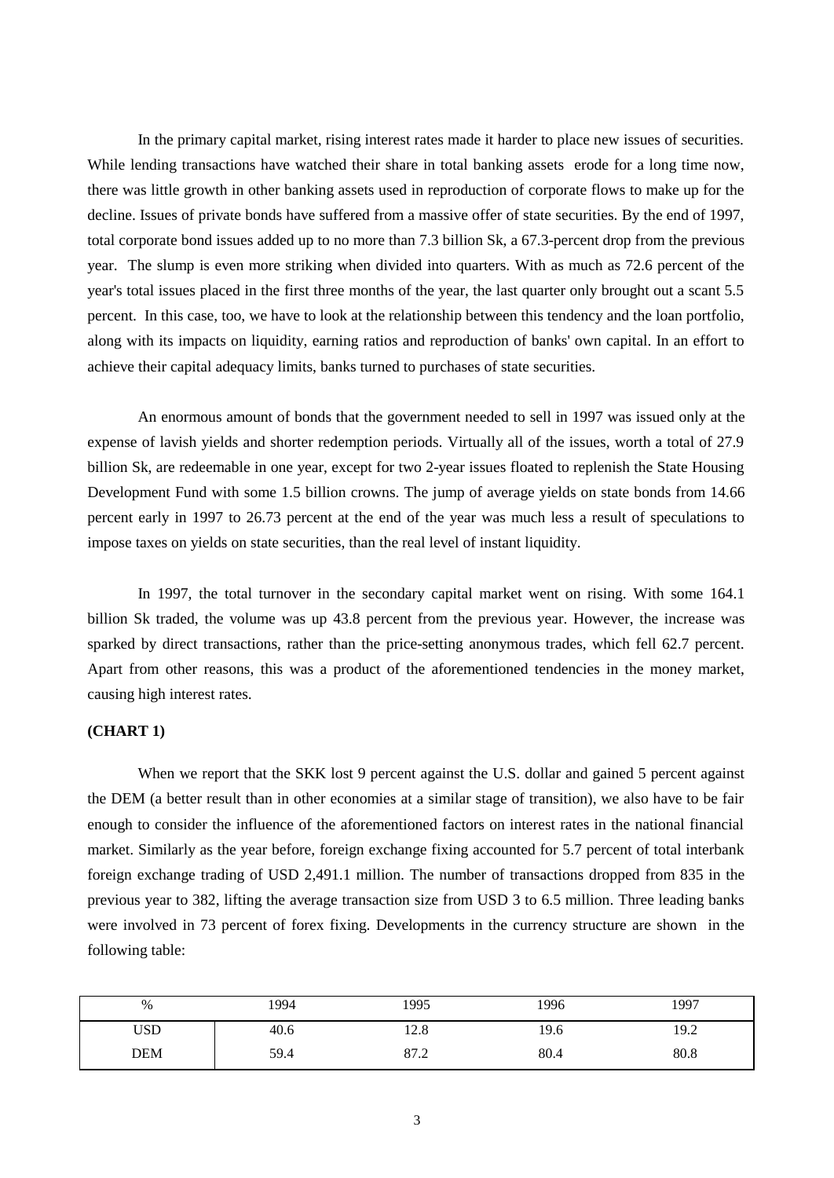In the primary capital market, rising interest rates made it harder to place new issues of securities. While lending transactions have watched their share in total banking assets erode for a long time now, there was little growth in other banking assets used in reproduction of corporate flows to make up for the decline. Issues of private bonds have suffered from a massive offer of state securities. By the end of 1997, total corporate bond issues added up to no more than 7.3 billion Sk, a 67.3-percent drop from the previous year. The slump is even more striking when divided into quarters. With as much as 72.6 percent of the year's total issues placed in the first three months of the year, the last quarter only brought out a scant 5.5 percent. In this case, too, we have to look at the relationship between this tendency and the loan portfolio, along with its impacts on liquidity, earning ratios and reproduction of banks' own capital. In an effort to achieve their capital adequacy limits, banks turned to purchases of state securities.

An enormous amount of bonds that the government needed to sell in 1997 was issued only at the expense of lavish yields and shorter redemption periods. Virtually all of the issues, worth a total of 27.9 billion Sk, are redeemable in one year, except for two 2-year issues floated to replenish the State Housing Development Fund with some 1.5 billion crowns. The jump of average yields on state bonds from 14.66 percent early in 1997 to 26.73 percent at the end of the year was much less a result of speculations to impose taxes on yields on state securities, than the real level of instant liquidity.

In 1997, the total turnover in the secondary capital market went on rising. With some 164.1 billion Sk traded, the volume was up 43.8 percent from the previous year. However, the increase was sparked by direct transactions, rather than the price-setting anonymous trades, which fell 62.7 percent. Apart from other reasons, this was a product of the aforementioned tendencies in the money market, causing high interest rates.

**(CHART 1)**

When we report that the SKK lost 9 percent against the U.S. dollar and gained 5 percent against the DEM (a better result than in other economies at a similar stage of transition), we also have to be fair enough to consider the influence of the aforementioned factors on interest rates in the national financial market. Similarly as the year before, foreign exchange fixing accounted for 5.7 percent of total interbank foreign exchange trading of USD 2,491.1 million. The number of transactions dropped from 835 in the previous year to 382, lifting the average transaction size from USD 3 to 6.5 million. Three leading banks were involved in 73 percent of forex fixing. Developments in the currency structure are shown in the following table:

| % | 1994 | 1995 | 1996 | 1997 |
|---|---|---|---|---|
| USD | 40.6 | 12.8 | 19.6 | 19.2 |
| DEM | 59.4 | 87.2 | 80.4 | 80.8 |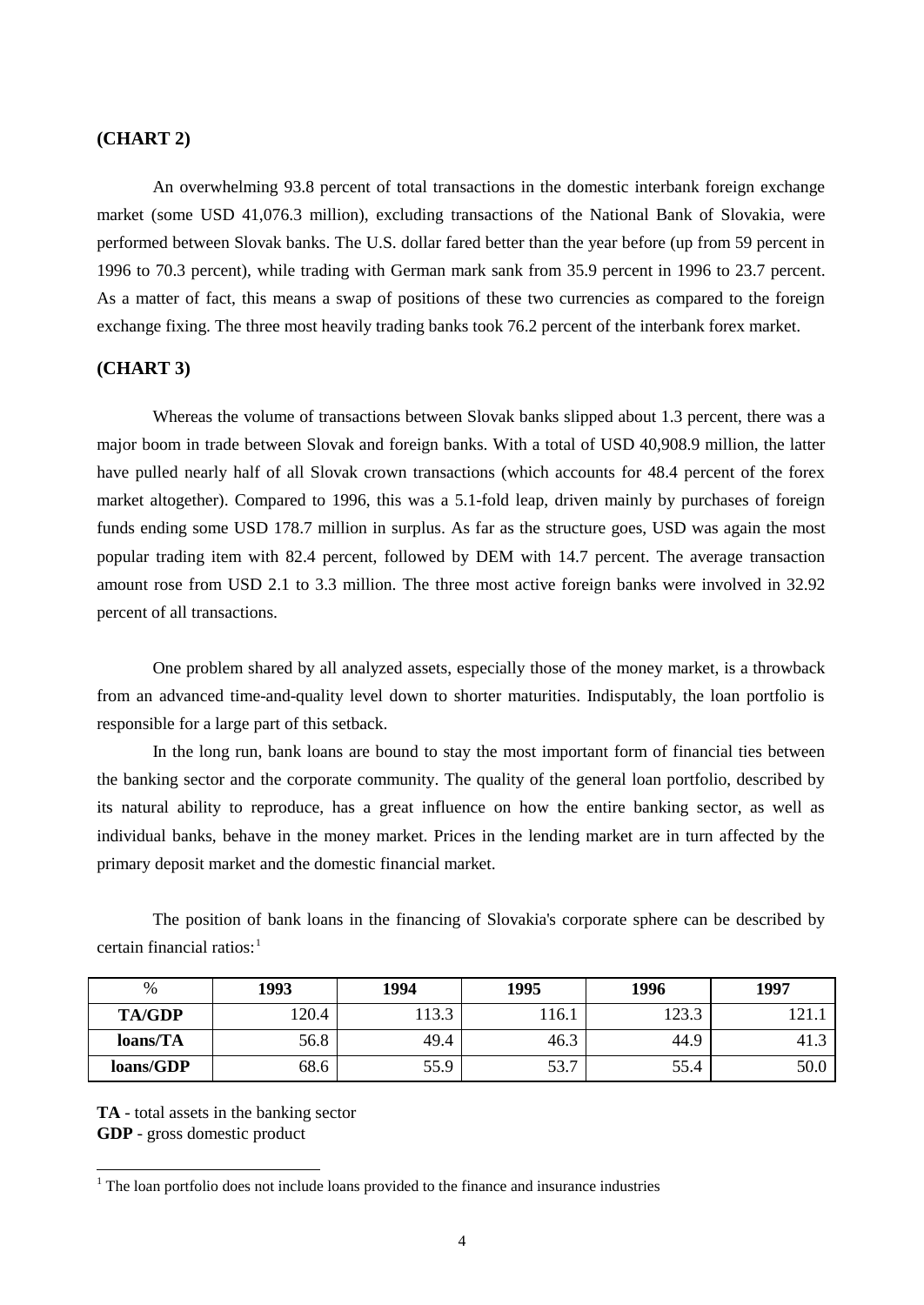**(CHART 2)**

An overwhelming 93.8 percent of total transactions in the domestic interbank foreign exchange market (some USD 41,076.3 million), excluding transactions of the National Bank of Slovakia, were performed between Slovak banks. The U.S. dollar fared better than the year before (up from 59 percent in 1996 to 70.3 percent), while trading with German mark sank from 35.9 percent in 1996 to 23.7 percent. As a matter of fact, this means a swap of positions of these two currencies as compared to the foreign exchange fixing. The three most heavily trading banks took 76.2 percent of the interbank forex market.

**(CHART 3)**

Whereas the volume of transactions between Slovak banks slipped about 1.3 percent, there was a major boom in trade between Slovak and foreign banks. With a total of USD 40,908.9 million, the latter have pulled nearly half of all Slovak crown transactions (which accounts for 48.4 percent of the forex market altogether). Compared to 1996, this was a 5.1-fold leap, driven mainly by purchases of foreign funds ending some USD 178.7 million in surplus. As far as the structure goes, USD was again the most popular trading item with 82.4 percent, followed by DEM with 14.7 percent. The average transaction amount rose from USD 2.1 to 3.3 million. The three most active foreign banks were involved in 32.92 percent of all transactions.

One problem shared by all analyzed assets, especially those of the money market, is a throwback from an advanced time-and-quality level down to shorter maturities. Indisputably, the loan portfolio is responsible for a large part of this setback.

In the long run, bank loans are bound to stay the most important form of financial ties between the banking sector and the corporate community. The quality of the general loan portfolio, described by its natural ability to reproduce, has a great influence on how the entire banking sector, as well as individual banks, behave in the money market. Prices in the lending market are in turn affected by the primary deposit market and the domestic financial market.

The position of bank loans in the financing of Slovakia's corporate sphere can be described by certain financial ratios:[1]

| % | 1993 | 1994 | 1995 | 1996 | 1997 |
|---|---|---|---|---|---|
| **TA/GDP** | 120.4 | 113.3 | 116.1 | 123.3 | 121.1 |
| **loans/TA** | 56.8 | 49.4 | 46.3 | 44.9 | 41.3 |
| **loans/GDP** | 68.6 | 55.9 | 53.7 | 55.4 | 50.0 |

**TA** - total assets in the banking sector
**GDP** - gross domestic product

[1] The loan portfolio does not include loans provided to the finance and insurance industries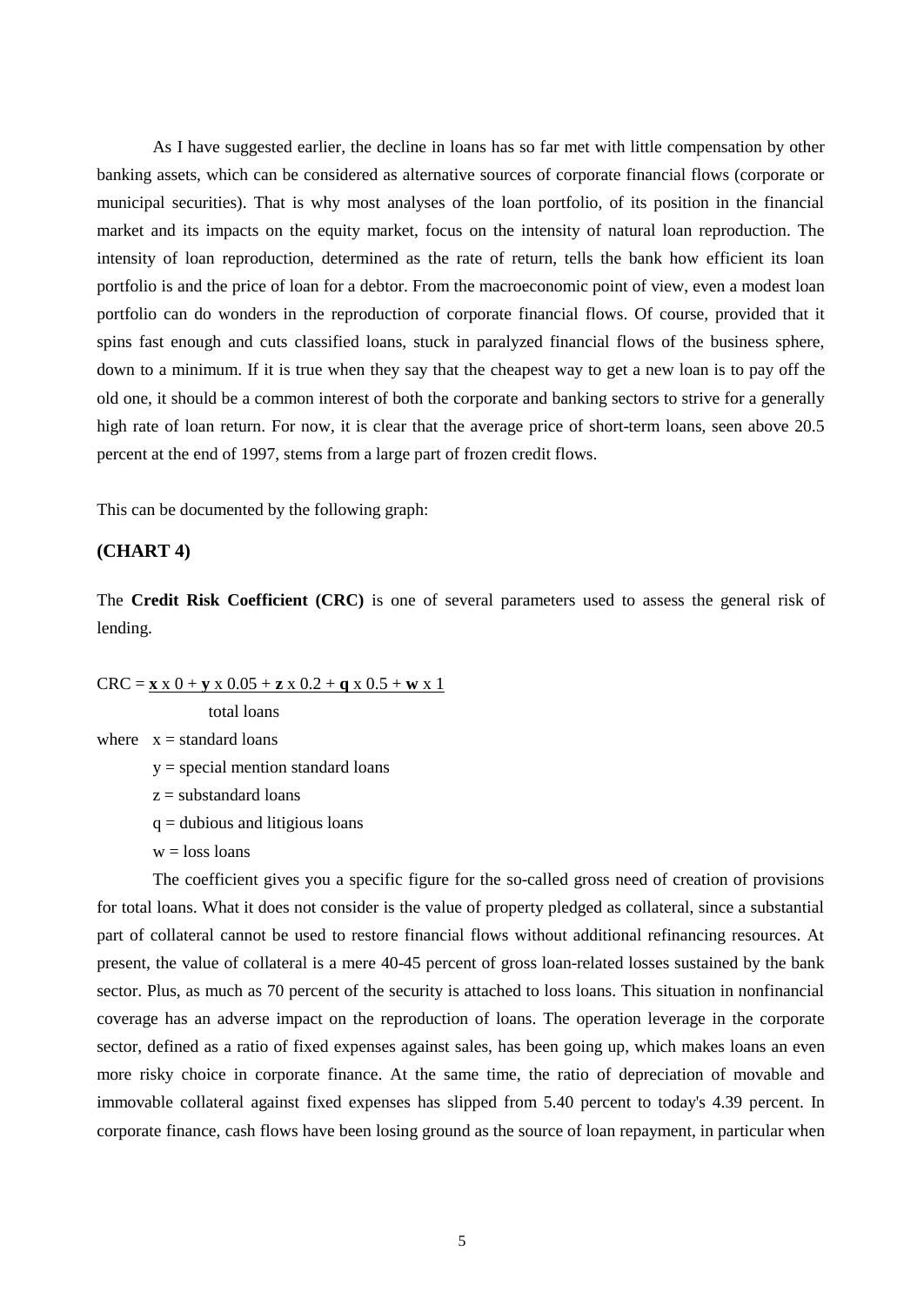As I have suggested earlier, the decline in loans has so far met with little compensation by other banking assets, which can be considered as alternative sources of corporate financial flows (corporate or municipal securities). That is why most analyses of the loan portfolio, of its position in the financial market and its impacts on the equity market, focus on the intensity of natural loan reproduction. The intensity of loan reproduction, determined as the rate of return, tells the bank how efficient its loan portfolio is and the price of loan for a debtor. From the macroeconomic point of view, even a modest loan portfolio can do wonders in the reproduction of corporate financial flows. Of course, provided that it spins fast enough and cuts classified loans, stuck in paralyzed financial flows of the business sphere, down to a minimum. If it is true when they say that the cheapest way to get a new loan is to pay off the old one, it should be a common interest of both the corporate and banking sectors to strive for a generally high rate of loan return. For now, it is clear that the average price of short-term loans, seen above 20.5 percent at the end of 1997, stems from a large part of frozen credit flows.

This can be documented by the following graph:

**(CHART 4)**

The **Credit Risk Coefficient (CRC)** is one of several parameters used to assess the general risk of lending.

$$CRC = \frac{\mathbf{x} \times 0 + \mathbf{y} \times 0.05 + \mathbf{z} \times 0.2 + \mathbf{q} \times 0.5 + \mathbf{w} \times 1}{\text{total loans}}$$

where $x$ = standard loans

$y$ = special mention standard loans

$z$ = substandard loans

$q$ = dubious and litigious loans

$w$ = loss loans

The coefficient gives you a specific figure for the so-called gross need of creation of provisions for total loans. What it does not consider is the value of property pledged as collateral, since a substantial part of collateral cannot be used to restore financial flows without additional refinancing resources. At present, the value of collateral is a mere 40-45 percent of gross loan-related losses sustained by the bank sector. Plus, as much as 70 percent of the security is attached to loss loans. This situation in nonfinancial coverage has an adverse impact on the reproduction of loans. The operation leverage in the corporate sector, defined as a ratio of fixed expenses against sales, has been going up, which makes loans an even more risky choice in corporate finance. At the same time, the ratio of depreciation of movable and immovable collateral against fixed expenses has slipped from 5.40 percent to today's 4.39 percent. In corporate finance, cash flows have been losing ground as the source of loan repayment, in particular when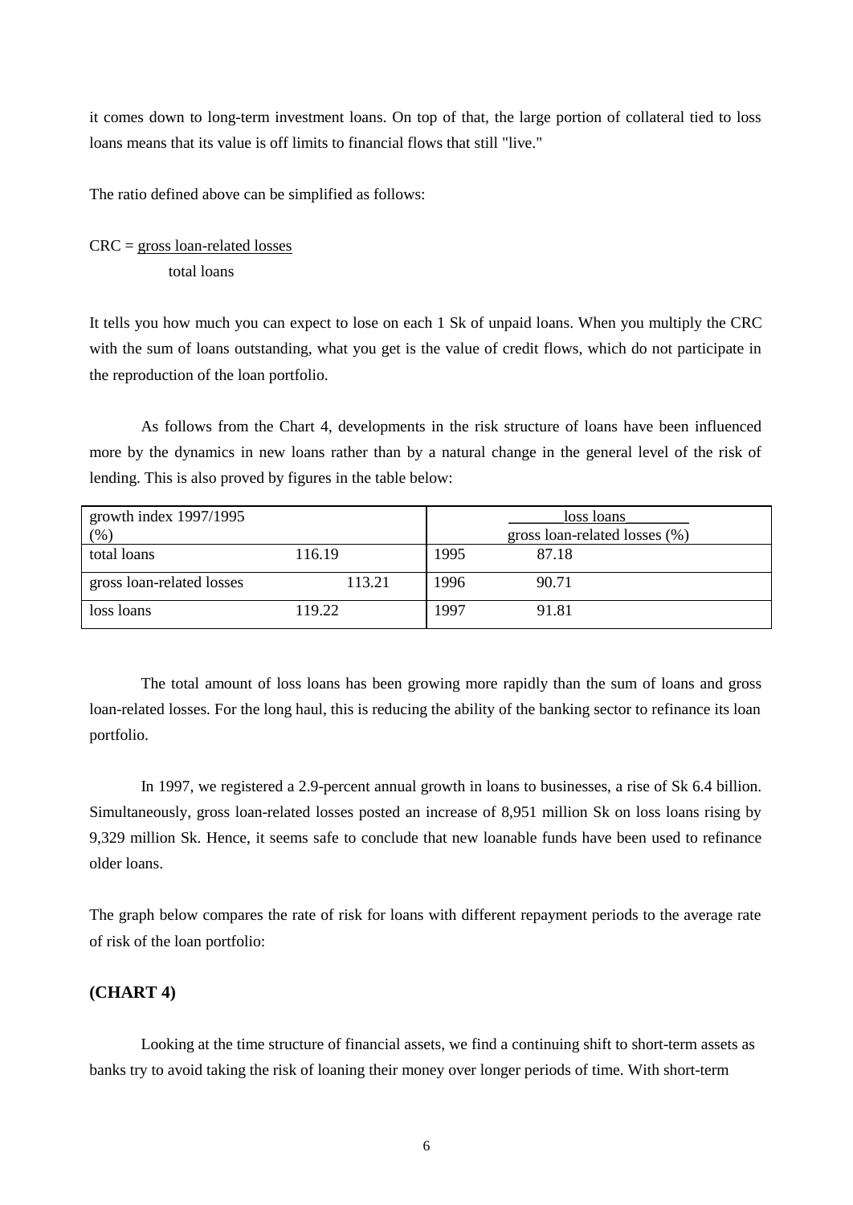it comes down to long-term investment loans. On top of that, the large portion of collateral tied to loss loans means that its value is off limits to financial flows that still "live."

The ratio defined above can be simplified as follows:

$$CRC = \frac{\text{gross loan-related losses}}{\text{total loans}}$$

It tells you how much you can expect to lose on each 1 Sk of unpaid loans. When you multiply the CRC with the sum of loans outstanding, what you get is the value of credit flows, which do not participate in the reproduction of the loan portfolio.

As follows from the Chart 4, developments in the risk structure of loans have been influenced more by the dynamics in new loans rather than by a natural change in the general level of the risk of lending. This is also proved by figures in the table below:

| growth index 1997/1995 (%) | | loss loans / gross loan-related losses (%) | |
|---|---|---|---|
| total loans | 116.19 | 1995 | 87.18 |
| gross loan-related losses | 113.21 | 1996 | 90.71 |
| loss loans | 119.22 | 1997 | 91.81 |

The total amount of loss loans has been growing more rapidly than the sum of loans and gross loan-related losses. For the long haul, this is reducing the ability of the banking sector to refinance its loan portfolio.

In 1997, we registered a 2.9-percent annual growth in loans to businesses, a rise of Sk 6.4 billion. Simultaneously, gross loan-related losses posted an increase of 8,951 million Sk on loss loans rising by 9,329 million Sk. Hence, it seems safe to conclude that new loanable funds have been used to refinance older loans.

The graph below compares the rate of risk for loans with different repayment periods to the average rate of risk of the loan portfolio:

**(CHART 4)**

Looking at the time structure of financial assets, we find a continuing shift to short-term assets as banks try to avoid taking the risk of loaning their money over longer periods of time. With short-term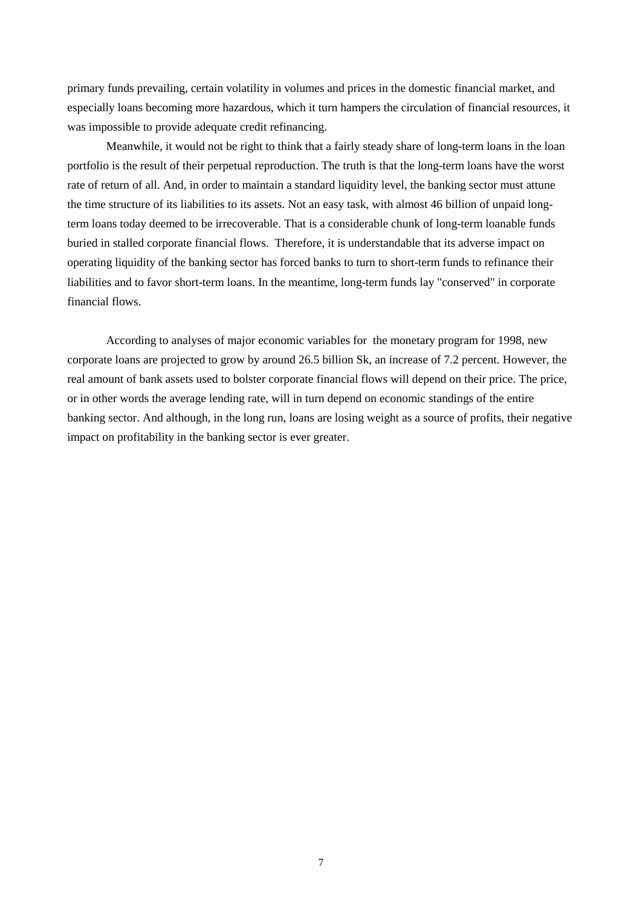primary funds prevailing, certain volatility in volumes and prices in the domestic financial market, and especially loans becoming more hazardous, which it turn hampers the circulation of financial resources, it was impossible to provide adequate credit refinancing.

Meanwhile, it would not be right to think that a fairly steady share of long-term loans in the loan portfolio is the result of their perpetual reproduction. The truth is that the long-term loans have the worst rate of return of all. And, in order to maintain a standard liquidity level, the banking sector must attune the time structure of its liabilities to its assets. Not an easy task, with almost 46 billion of unpaid long-term loans today deemed to be irrecoverable. That is a considerable chunk of long-term loanable funds buried in stalled corporate financial flows. Therefore, it is understandable that its adverse impact on operating liquidity of the banking sector has forced banks to turn to short-term funds to refinance their liabilities and to favor short-term loans. In the meantime, long-term funds lay "conserved" in corporate financial flows.

According to analyses of major economic variables for the monetary program for 1998, new corporate loans are projected to grow by around 26.5 billion Sk, an increase of 7.2 percent. However, the real amount of bank assets used to bolster corporate financial flows will depend on their price. The price, or in other words the average lending rate, will in turn depend on economic standings of the entire banking sector. And although, in the long run, loans are losing weight as a source of profits, their negative impact on profitability in the banking sector is ever greater.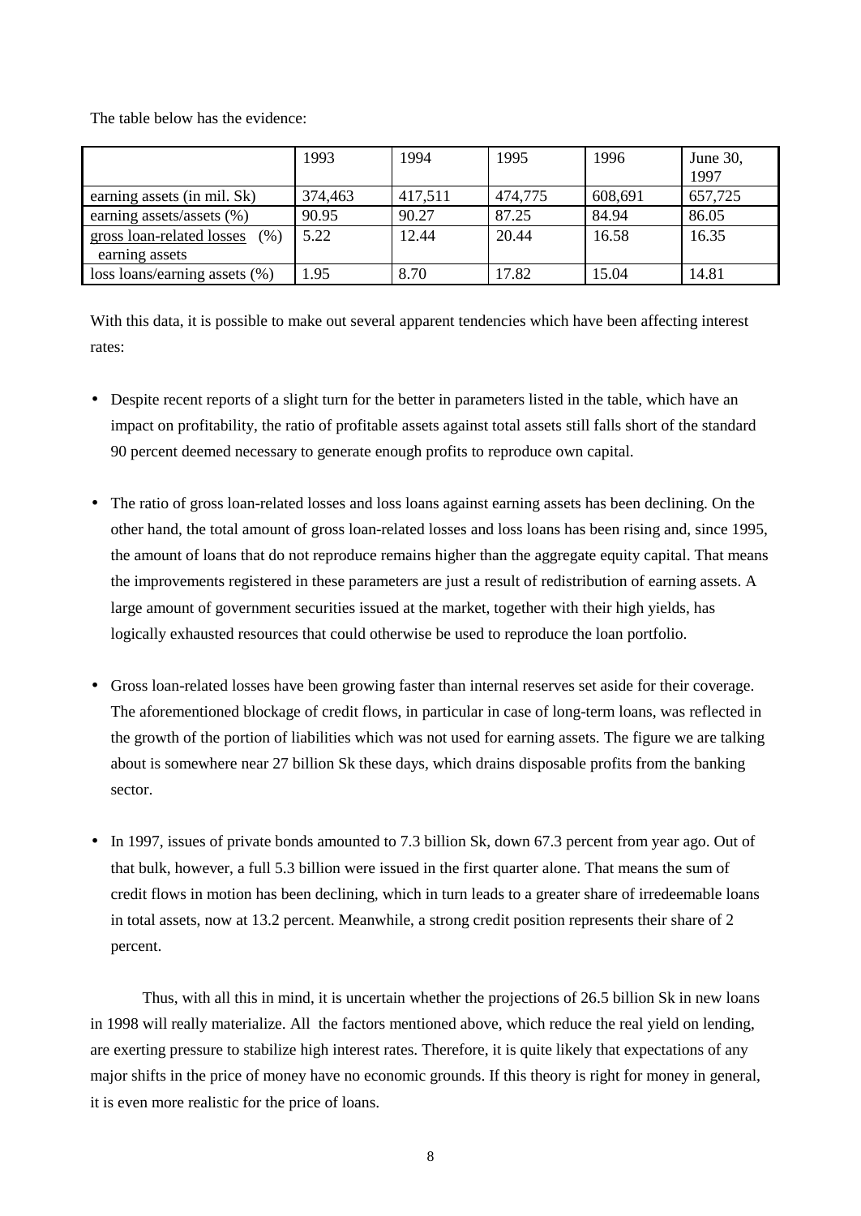The table below has the evidence:

| | 1993 | 1994 | 1995 | 1996 | June 30, 1997 |
|---|---|---|---|---|---|
| earning assets (in mil. Sk) | 374,463 | 417,511 | 474,775 | 608,691 | 657,725 |
| earning assets/assets (%) | 90.95 | 90.27 | 87.25 | 84.94 | 86.05 |
| gross loan-related losses (%) earning assets | 5.22 | 12.44 | 20.44 | 16.58 | 16.35 |
| loss loans/earning assets (%) | 1.95 | 8.70 | 17.82 | 15.04 | 14.81 |

With this data, it is possible to make out several apparent tendencies which have been affecting interest rates:

- Despite recent reports of a slight turn for the better in parameters listed in the table, which have an impact on profitability, the ratio of profitable assets against total assets still falls short of the standard 90 percent deemed necessary to generate enough profits to reproduce own capital.

- The ratio of gross loan-related losses and loss loans against earning assets has been declining. On the other hand, the total amount of gross loan-related losses and loss loans has been rising and, since 1995, the amount of loans that do not reproduce remains higher than the aggregate equity capital. That means the improvements registered in these parameters are just a result of redistribution of earning assets. A large amount of government securities issued at the market, together with their high yields, has logically exhausted resources that could otherwise be used to reproduce the loan portfolio.

- Gross loan-related losses have been growing faster than internal reserves set aside for their coverage. The aforementioned blockage of credit flows, in particular in case of long-term loans, was reflected in the growth of the portion of liabilities which was not used for earning assets. The figure we are talking about is somewhere near 27 billion Sk these days, which drains disposable profits from the banking sector.

- In 1997, issues of private bonds amounted to 7.3 billion Sk, down 67.3 percent from year ago. Out of that bulk, however, a full 5.3 billion were issued in the first quarter alone. That means the sum of credit flows in motion has been declining, which in turn leads to a greater share of irredeemable loans in total assets, now at 13.2 percent. Meanwhile, a strong credit position represents their share of 2 percent.

Thus, with all this in mind, it is uncertain whether the projections of 26.5 billion Sk in new loans in 1998 will really materialize. All the factors mentioned above, which reduce the real yield on lending, are exerting pressure to stabilize high interest rates. Therefore, it is quite likely that expectations of any major shifts in the price of money have no economic grounds. If this theory is right for money in general, it is even more realistic for the price of loans.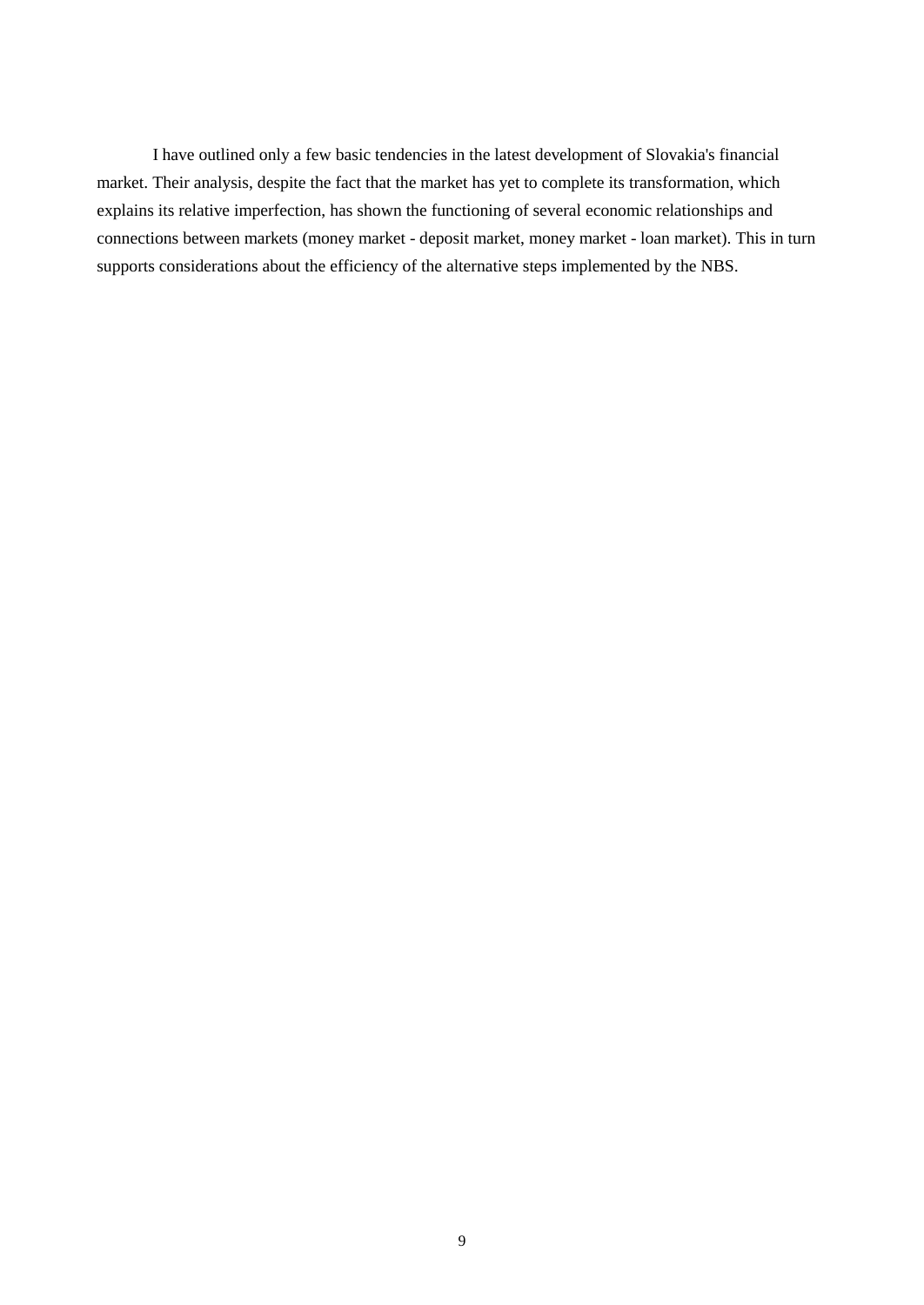I have outlined only a few basic tendencies in the latest development of Slovakia's financial market. Their analysis, despite the fact that the market has yet to complete its transformation, which explains its relative imperfection, has shown the functioning of several economic relationships and connections between markets (money market - deposit market, money market - loan market). This in turn supports considerations about the efficiency of the alternative steps implemented by the NBS.